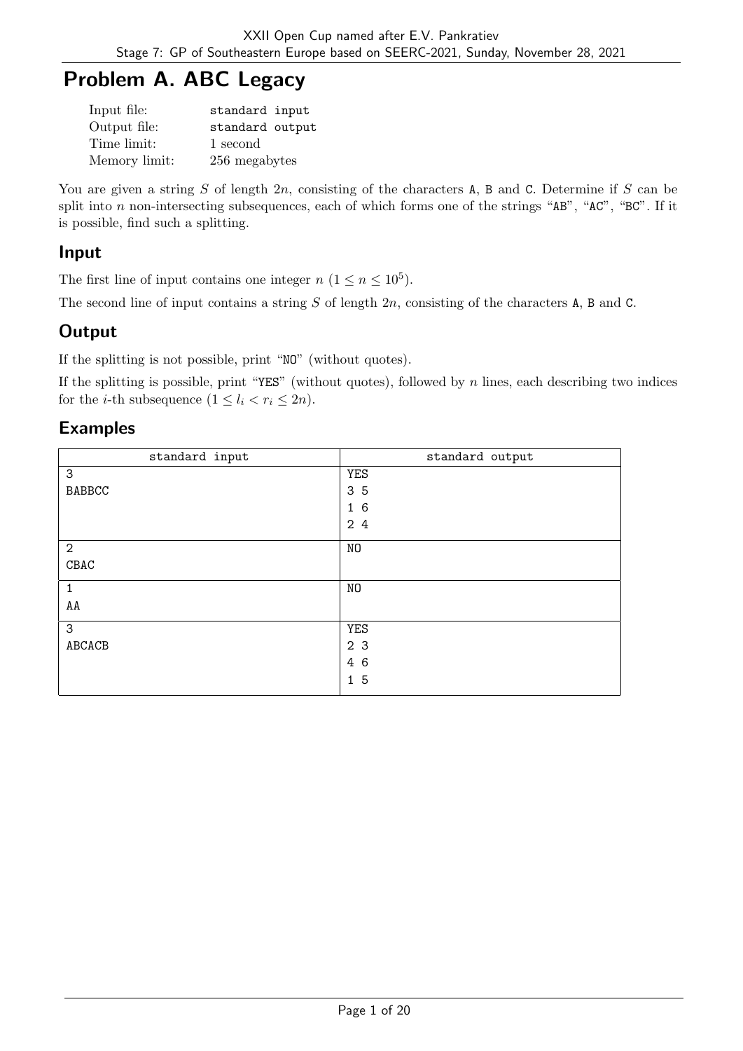# Problem A. ABC Legacy

| | |
|---|---|
| Input file: | standard input |
| Output file: | standard output |
| Time limit: | 1 second |
| Memory limit: | 256 megabytes |

You are given a string $S$ of length $2n$, consisting of the characters A, B and C. Determine if $S$ can be split into $n$ non-intersecting subsequences, each of which forms one of the strings "AB", "AC", "BC". If it is possible, find such a splitting.

## Input

The first line of input contains one integer $n$ ($1 \le n \le 10^5$).

The second line of input contains a string $S$ of length $2n$, consisting of the characters A, B and C.

## Output

If the splitting is not possible, print "NO" (without quotes).

If the splitting is possible, print "YES" (without quotes), followed by $n$ lines, each describing two indices for the $i$-th subsequence ($1 \le l_i < r_i \le 2n$).

## Examples

| standard input | standard output |
|---|---|
| 3<br>BABBCC | YES<br>3 5<br>1 6<br>2 4 |
| 2<br>CBAC | NO |
| 1<br>AA | NO |
| 3<br>ABCACB | YES<br>2 3<br>4 6<br>1 5 |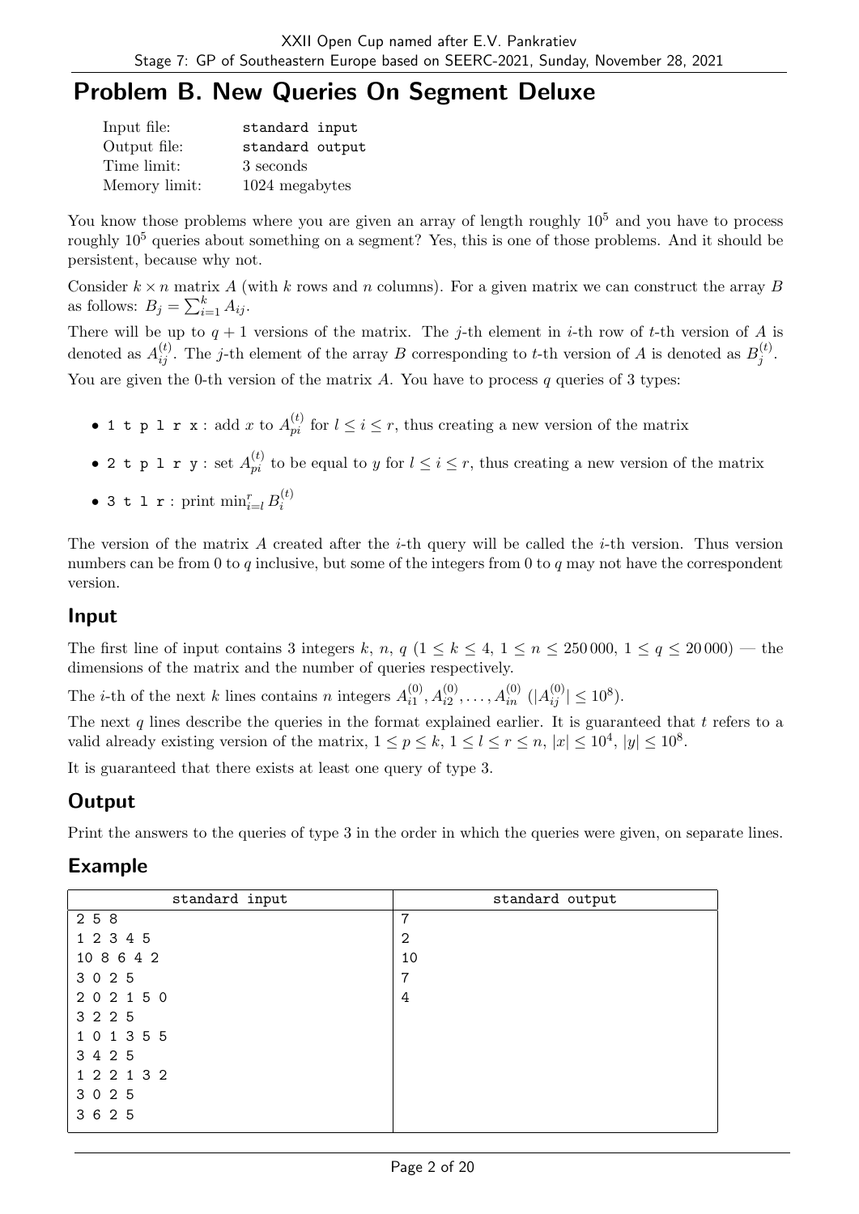# Problem B. New Queries On Segment Deluxe

| | |
|---|---|
| Input file: | standard input |
| Output file: | standard output |
| Time limit: | 3 seconds |
| Memory limit: | 1024 megabytes |

You know those problems where you are given an array of length roughly $10^5$ and you have to process roughly $10^5$ queries about something on a segment? Yes, this is one of those problems. And it should be persistent, because why not.

Consider $k \times n$ matrix $A$ (with $k$ rows and $n$ columns). For a given matrix we can construct the array $B$ as follows: $B_j = \sum_{i=1}^{k} A_{ij}$.

There will be up to $q+1$ versions of the matrix. The $j$-th element in $i$-th row of $t$-th version of $A$ is denoted as $A_{ij}^{(t)}$. The $j$-th element of the array $B$ corresponding to $t$-th version of $A$ is denoted as $B_j^{(t)}$.

You are given the 0-th version of the matrix $A$. You have to process $q$ queries of 3 types:

- `1 t p l r x` : add $x$ to $A_{pi}^{(t)}$ for $l \le i \le r$, thus creating a new version of the matrix
- `2 t p l r y` : set $A_{pi}^{(t)}$ to be equal to $y$ for $l \le i \le r$, thus creating a new version of the matrix
- `3 t l r` : print $\min_{i=l}^{r} B_i^{(t)}$

The version of the matrix $A$ created after the $i$-th query will be called the $i$-th version. Thus version numbers can be from 0 to $q$ inclusive, but some of the integers from 0 to $q$ may not have the correspondent version.

## Input

The first line of input contains 3 integers $k$, $n$, $q$ ($1 \le k \le 4$, $1 \le n \le 250\,000$, $1 \le q \le 20\,000$) — the dimensions of the matrix and the number of queries respectively.

The $i$-th of the next $k$ lines contains $n$ integers $A_{i1}^{(0)}, A_{i2}^{(0)}, \ldots, A_{in}^{(0)}$ ($|A_{ij}^{(0)}| \le 10^8$).

The next $q$ lines describe the queries in the format explained earlier. It is guaranteed that $t$ refers to a valid already existing version of the matrix, $1 \le p \le k$, $1 \le l \le r \le n$, $|x| \le 10^4$, $|y| \le 10^8$.

It is guaranteed that there exists at least one query of type 3.

## Output

Print the answers to the queries of type 3 in the order in which the queries were given, on separate lines.

## Example

| standard input | standard output |
|---|---|
| 2 5 8<br>1 2 3 4 5<br>10 8 6 4 2<br>3 0 2 5<br>2 0 2 1 5 0<br>3 2 2 5<br>1 0 1 3 5 5<br>3 4 2 5<br>1 2 2 1 3 2<br>3 0 2 5<br>3 6 2 5 | 7<br>2<br>10<br>7<br>4 |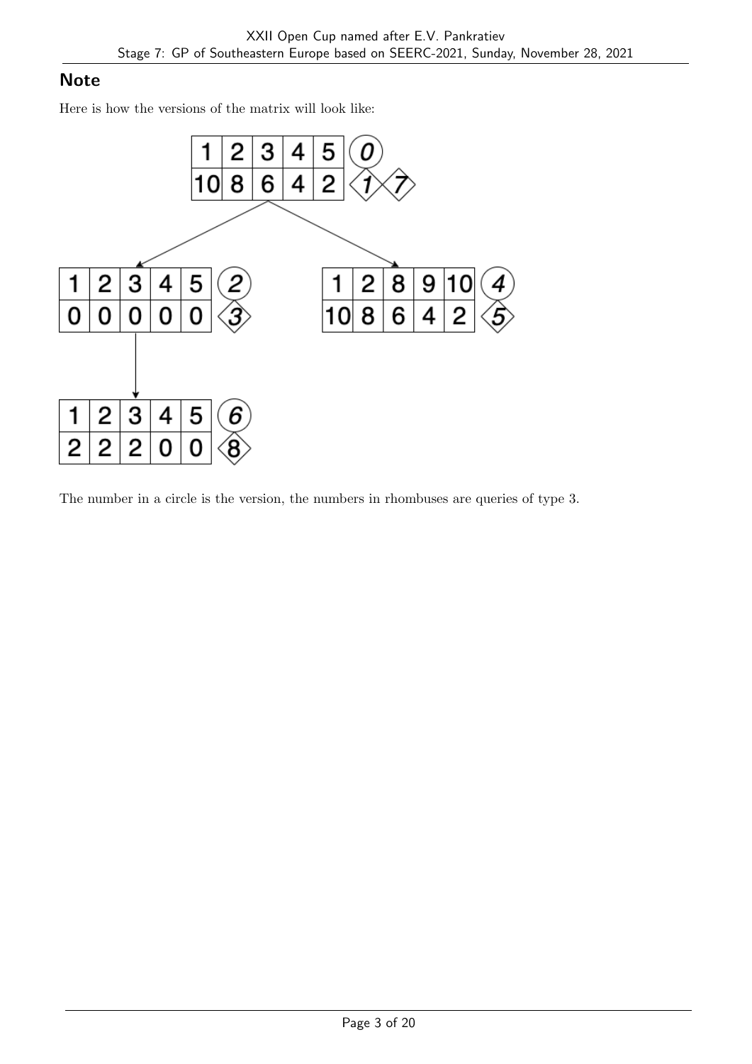## Note

Here is how the versions of the matrix will look like:

The number in a circle is the version, the numbers in rhombuses are queries of type 3.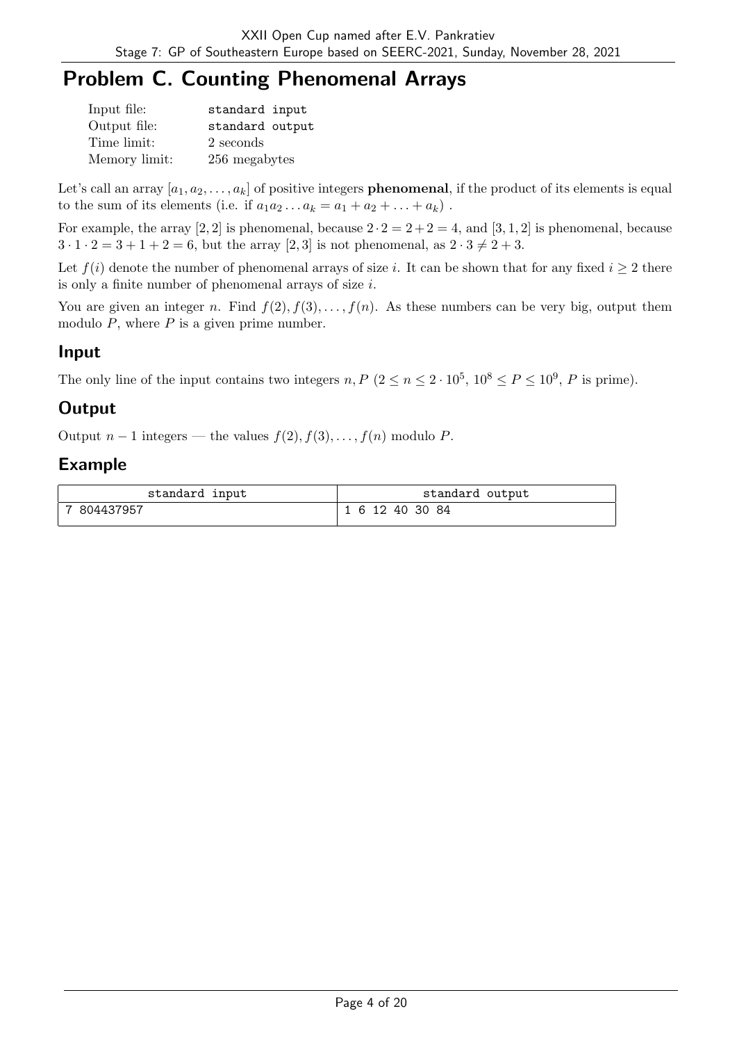# Problem C. Counting Phenomenal Arrays

| | |
|---|---|
| Input file: | standard input |
| Output file: | standard output |
| Time limit: | 2 seconds |
| Memory limit: | 256 megabytes |

Let's call an array $[a_1, a_2, \ldots, a_k]$ of positive integers **phenomenal**, if the product of its elements is equal to the sum of its elements (i.e. if $a_1 a_2 \ldots a_k = a_1 + a_2 + \ldots + a_k$) .

For example, the array $[2, 2]$ is phenomenal, because $2 \cdot 2 = 2 + 2 = 4$, and $[3, 1, 2]$ is phenomenal, because $3 \cdot 1 \cdot 2 = 3 + 1 + 2 = 6$, but the array $[2, 3]$ is not phenomenal, as $2 \cdot 3 \neq 2 + 3$.

Let $f(i)$ denote the number of phenomenal arrays of size $i$. It can be shown that for any fixed $i \geq 2$ there is only a finite number of phenomenal arrays of size $i$.

You are given an integer $n$. Find $f(2), f(3), \ldots, f(n)$. As these numbers can be very big, output them modulo $P$, where $P$ is a given prime number.

## Input

The only line of the input contains two integers $n, P$ ($2 \leq n \leq 2 \cdot 10^5$, $10^8 \leq P \leq 10^9$, $P$ is prime).

## Output

Output $n - 1$ integers — the values $f(2), f(3), \ldots, f(n)$ modulo $P$.

## Example

| standard input | standard output |
|---|---|
| 7 804437957 | 1 6 12 40 30 84 |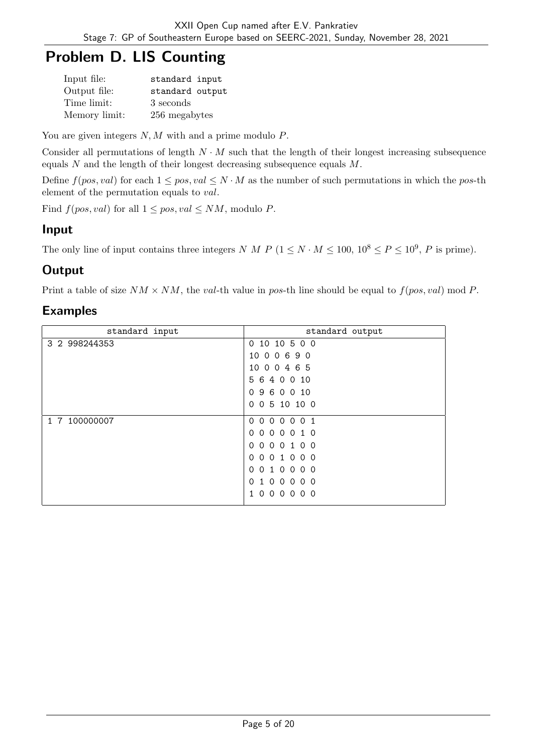# Problem D. LIS Counting

| | |
|---|---|
| Input file: | standard input |
| Output file: | standard output |
| Time limit: | 3 seconds |
| Memory limit: | 256 megabytes |

You are given integers $N, M$ with and a prime modulo $P$.

Consider all permutations of length $N \cdot M$ such that the length of their longest increasing subsequence equals $N$ and the length of their longest decreasing subsequence equals $M$.

Define $f(pos, val)$ for each $1 \leq pos, val \leq N \cdot M$ as the number of such permutations in which the $pos$-th element of the permutation equals to $val$.

Find $f(pos, val)$ for all $1 \leq pos, val \leq NM$, modulo $P$.

## Input

The only line of input contains three integers $N$ $M$ $P$ ($1 \leq N \cdot M \leq 100$, $10^8 \leq P \leq 10^9$, $P$ is prime).

## Output

Print a table of size $NM \times NM$, the $val$-th value in $pos$-th line should be equal to $f(pos, val) \bmod P$.

## Examples

| standard input | standard output |
|---|---|
| 3 2 998244353 | 0 10 10 5 0 0<br>10 0 0 6 9 0<br>10 0 0 4 6 5<br>5 6 4 0 0 10<br>0 9 6 0 0 10<br>0 0 5 10 10 0 |
| 1 7 100000007 | 0 0 0 0 0 0 1<br>0 0 0 0 0 1 0<br>0 0 0 0 1 0 0<br>0 0 0 1 0 0 0<br>0 0 1 0 0 0 0<br>0 1 0 0 0 0 0<br>1 0 0 0 0 0 0 |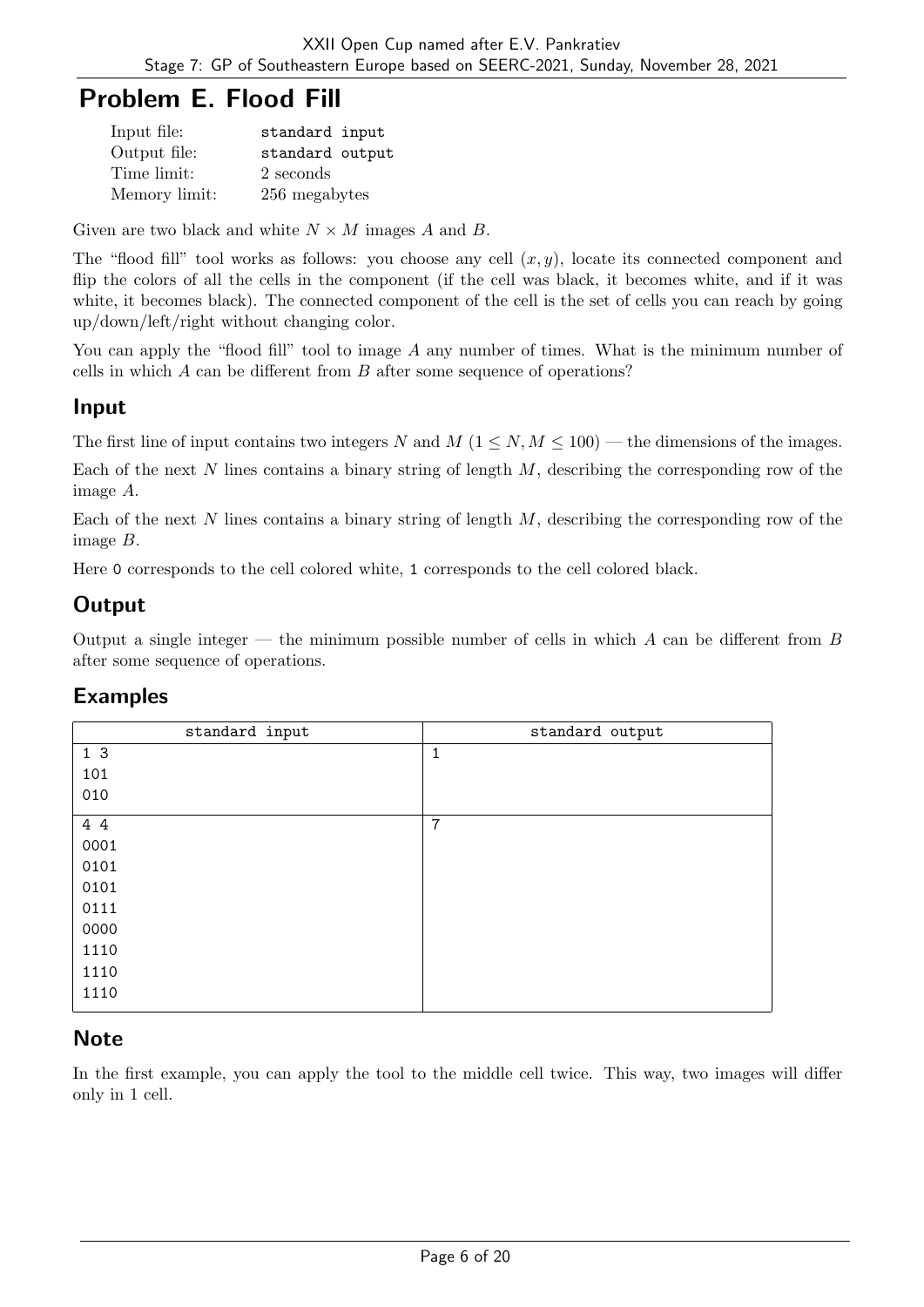# Problem E. Flood Fill

| | |
|---|---|
| Input file: | standard input |
| Output file: | standard output |
| Time limit: | 2 seconds |
| Memory limit: | 256 megabytes |

Given are two black and white $N \times M$ images $A$ and $B$.

The "flood fill" tool works as follows: you choose any cell $(x, y)$, locate its connected component and flip the colors of all the cells in the component (if the cell was black, it becomes white, and if it was white, it becomes black). The connected component of the cell is the set of cells you can reach by going up/down/left/right without changing color.

You can apply the "flood fill" tool to image $A$ any number of times. What is the minimum number of cells in which $A$ can be different from $B$ after some sequence of operations?

## Input

The first line of input contains two integers $N$ and $M$ ($1 \leq N, M \leq 100$) — the dimensions of the images.

Each of the next $N$ lines contains a binary string of length $M$, describing the corresponding row of the image $A$.

Each of the next $N$ lines contains a binary string of length $M$, describing the corresponding row of the image $B$.

Here 0 corresponds to the cell colored white, 1 corresponds to the cell colored black.

## Output

Output a single integer — the minimum possible number of cells in which $A$ can be different from $B$ after some sequence of operations.

## Examples

| standard input | standard output |
|---|---|
| 1 3<br>101<br>010 | 1 |
| 4 4<br>0001<br>0101<br>0101<br>0111<br>0000<br>1110<br>1110<br>1110 | 7 |

## Note

In the first example, you can apply the tool to the middle cell twice. This way, two images will differ only in 1 cell.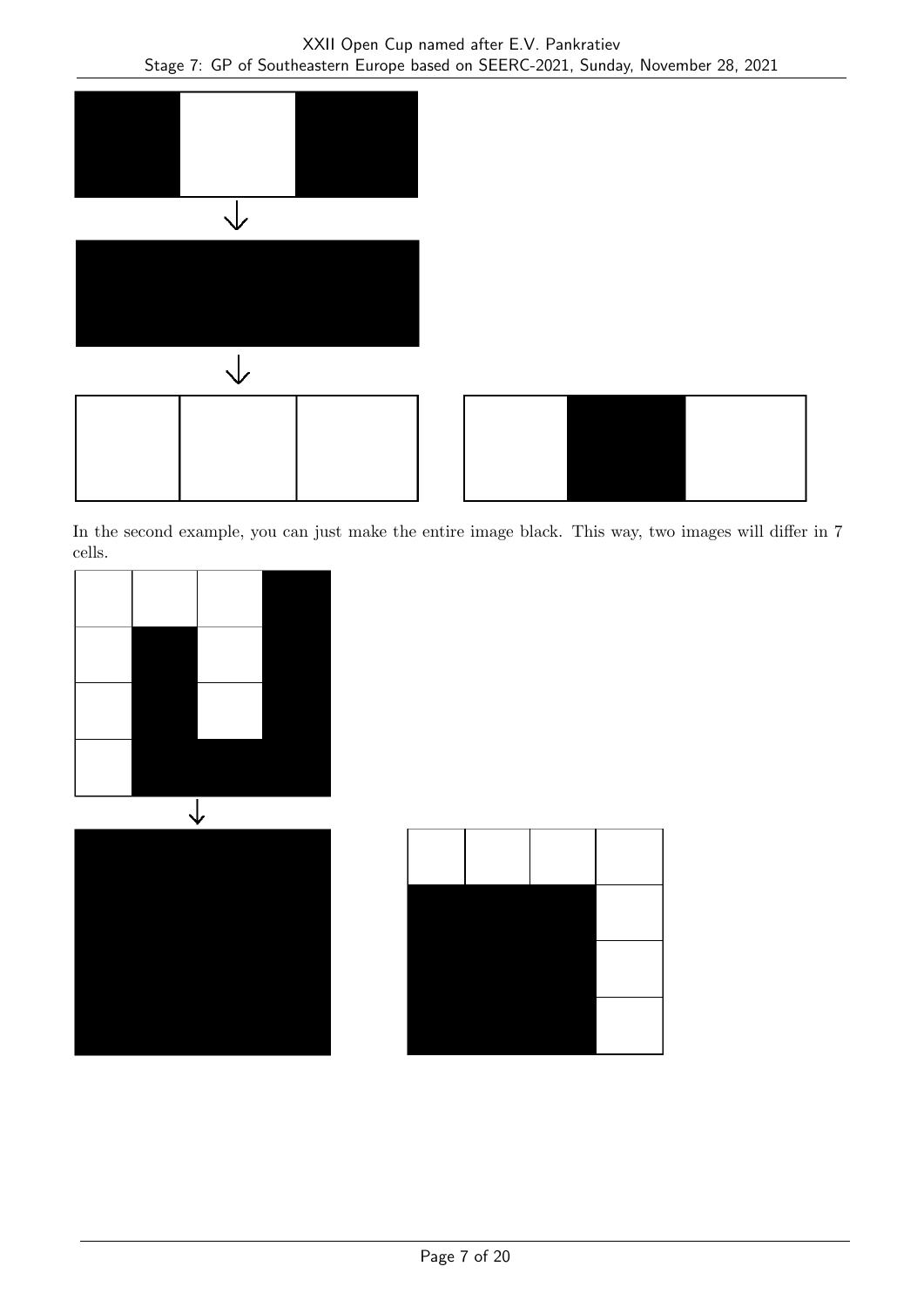In the second example, you can just make the entire image black. This way, two images will differ in 7 cells.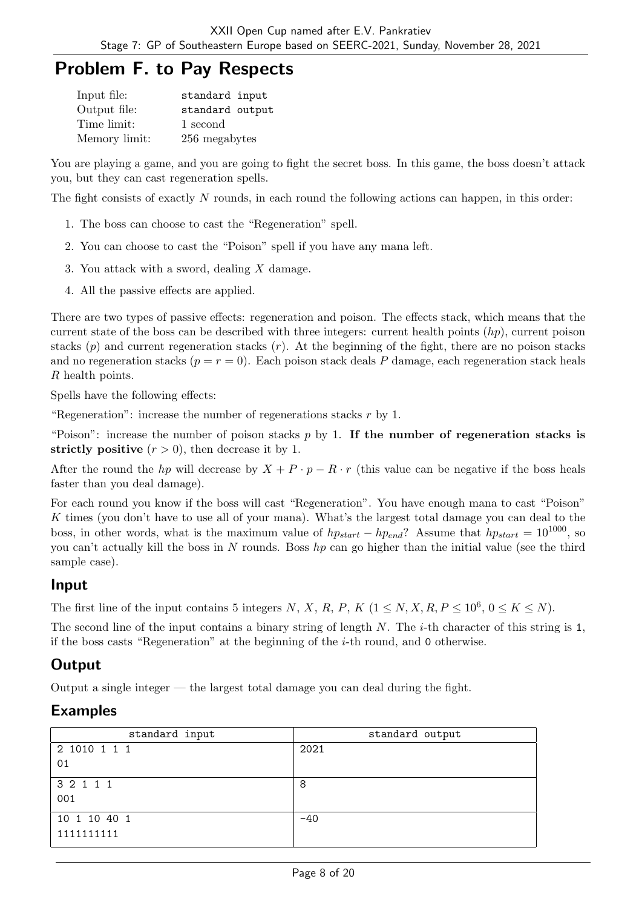# Problem F. to Pay Respects

| | |
|---|---|
| Input file: | standard input |
| Output file: | standard output |
| Time limit: | 1 second |
| Memory limit: | 256 megabytes |

You are playing a game, and you are going to fight the secret boss. In this game, the boss doesn't attack you, but they can cast regeneration spells.

The fight consists of exactly $N$ rounds, in each round the following actions can happen, in this order:

1. The boss can choose to cast the "Regeneration" spell.
2. You can choose to cast the "Poison" spell if you have any mana left.
3. You attack with a sword, dealing $X$ damage.
4. All the passive effects are applied.

There are two types of passive effects: regeneration and poison. The effects stack, which means that the current state of the boss can be described with three integers: current health points ($hp$), current poison stacks ($p$) and current regeneration stacks ($r$). At the beginning of the fight, there are no poison stacks and no regeneration stacks ($p = r = 0$). Each poison stack deals $P$ damage, each regeneration stack heals $R$ health points.

Spells have the following effects:

"Regeneration": increase the number of regenerations stacks $r$ by 1.

"Poison": increase the number of poison stacks $p$ by 1. **If the number of regeneration stacks is strictly positive** ($r > 0$), then decrease it by 1.

After the round the $hp$ will decrease by $X + P \cdot p - R \cdot r$ (this value can be negative if the boss heals faster than you deal damage).

For each round you know if the boss will cast "Regeneration". You have enough mana to cast "Poison" $K$ times (you don't have to use all of your mana). What's the largest total damage you can deal to the boss, in other words, what is the maximum value of $hp_{start} - hp_{end}$? Assume that $hp_{start} = 10^{1000}$, so you can't actually kill the boss in $N$ rounds. Boss $hp$ can go higher than the initial value (see the third sample case).

## Input

The first line of the input contains 5 integers $N$, $X$, $R$, $P$, $K$ ($1 \leq N, X, R, P \leq 10^6$, $0 \leq K \leq N$).

The second line of the input contains a binary string of length $N$. The $i$-th character of this string is 1, if the boss casts "Regeneration" at the beginning of the $i$-th round, and 0 otherwise.

## Output

Output a single integer — the largest total damage you can deal during the fight.

## Examples

| standard input | standard output |
|---|---|
| 2 1010 1 1 1<br>01 | 2021 |
| 3 2 1 1 1<br>001 | 8 |
| 10 1 10 40 1<br>1111111111 | -40 |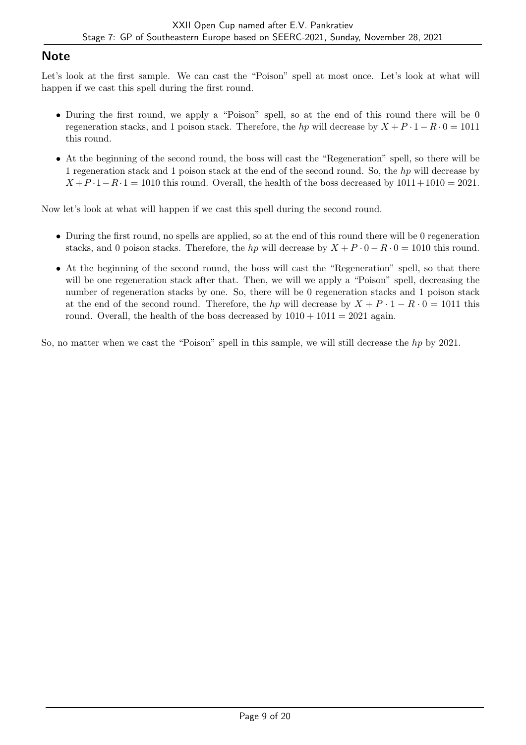## Note

Let's look at the first sample. We can cast the "Poison" spell at most once. Let's look at what will happen if we cast this spell during the first round.

- During the first round, we apply a "Poison" spell, so at the end of this round there will be 0 regeneration stacks, and 1 poison stack. Therefore, the *hp* will decrease by $X + P \cdot 1 - R \cdot 0 = 1011$ this round.
- At the beginning of the second round, the boss will cast the "Regeneration" spell, so there will be 1 regeneration stack and 1 poison stack at the end of the second round. So, the *hp* will decrease by $X + P \cdot 1 - R \cdot 1 = 1010$ this round. Overall, the health of the boss decreased by $1011 + 1010 = 2021$.

Now let's look at what will happen if we cast this spell during the second round.

- During the first round, no spells are applied, so at the end of this round there will be 0 regeneration stacks, and 0 poison stacks. Therefore, the *hp* will decrease by $X + P \cdot 0 - R \cdot 0 = 1010$ this round.
- At the beginning of the second round, the boss will cast the "Regeneration" spell, so that there will be one regeneration stack after that. Then, we will we apply a "Poison" spell, decreasing the number of regeneration stacks by one. So, there will be 0 regeneration stacks and 1 poison stack at the end of the second round. Therefore, the *hp* will decrease by $X + P \cdot 1 - R \cdot 0 = 1011$ this round. Overall, the health of the boss decreased by $1010 + 1011 = 2021$ again.

So, no matter when we cast the "Poison" spell in this sample, we will still decrease the *hp* by 2021.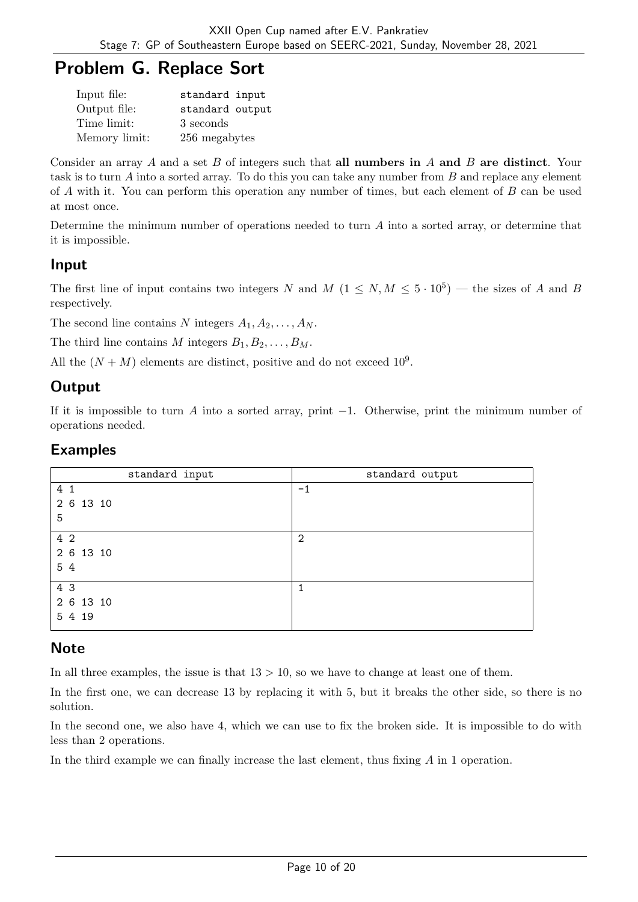# Problem G. Replace Sort

| | |
|---|---|
| Input file: | standard input |
| Output file: | standard output |
| Time limit: | 3 seconds |
| Memory limit: | 256 megabytes |

Consider an array $A$ and a set $B$ of integers such that **all numbers in $A$ and $B$ are distinct**. Your task is to turn $A$ into a sorted array. To do this you can take any number from $B$ and replace any element of $A$ with it. You can perform this operation any number of times, but each element of $B$ can be used at most once.

Determine the minimum number of operations needed to turn $A$ into a sorted array, or determine that it is impossible.

## Input

The first line of input contains two integers $N$ and $M$ ($1 \le N, M \le 5 \cdot 10^5$) — the sizes of $A$ and $B$ respectively.

The second line contains $N$ integers $A_1, A_2, \ldots, A_N$.

The third line contains $M$ integers $B_1, B_2, \ldots, B_M$.

All the $(N + M)$ elements are distinct, positive and do not exceed $10^9$.

## Output

If it is impossible to turn $A$ into a sorted array, print $-1$. Otherwise, print the minimum number of operations needed.

## Examples

| standard input | standard output |
|---|---|
| 4 1<br>2 6 13 10<br>5 | -1 |
| 4 2<br>2 6 13 10<br>5 4 | 2 |
| 4 3<br>2 6 13 10<br>5 4 19 | 1 |

## Note

In all three examples, the issue is that $13 > 10$, so we have to change at least one of them.

In the first one, we can decrease 13 by replacing it with 5, but it breaks the other side, so there is no solution.

In the second one, we also have 4, which we can use to fix the broken side. It is impossible to do with less than 2 operations.

In the third example we can finally increase the last element, thus fixing $A$ in 1 operation.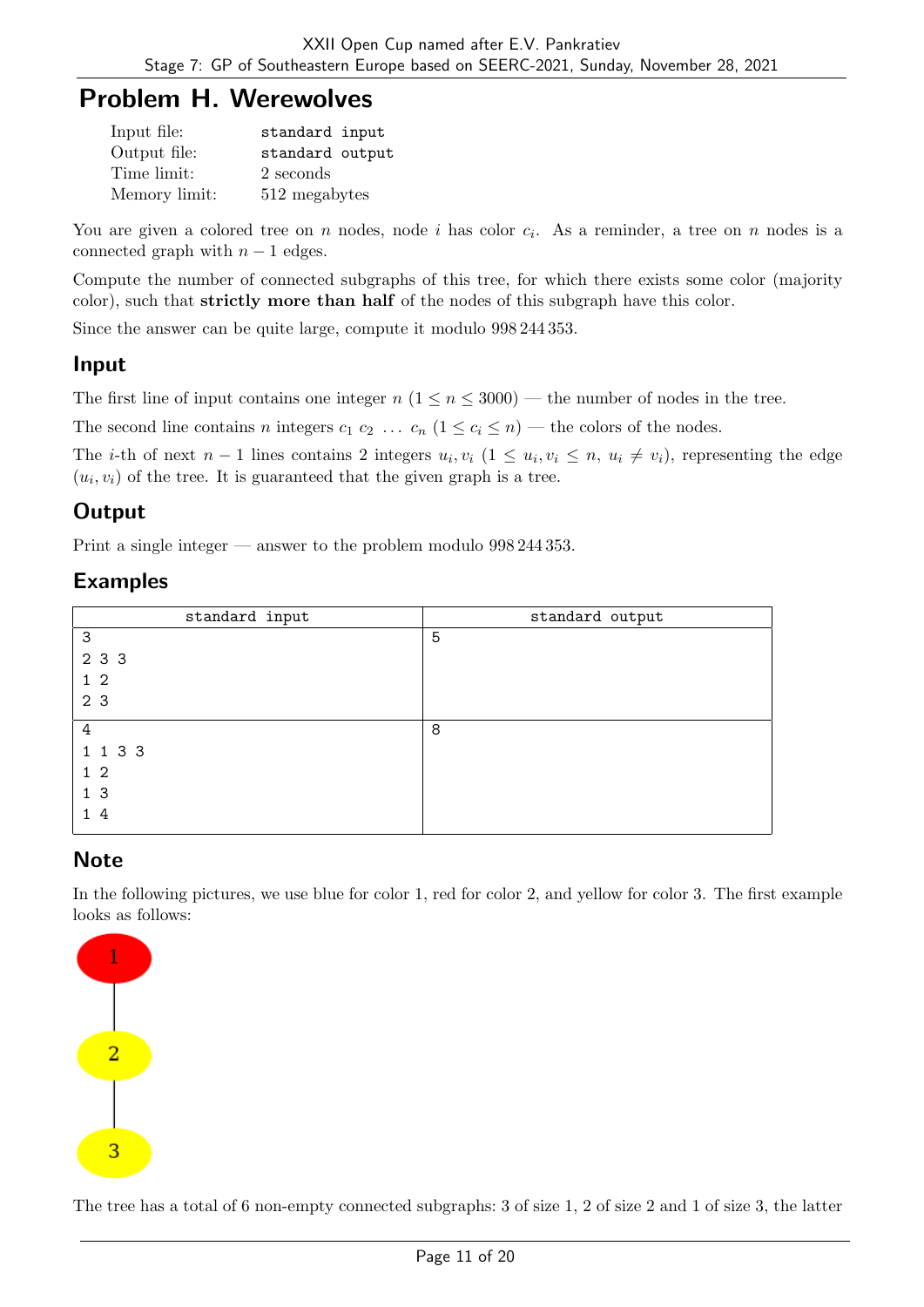# Problem H. Werewolves

| | |
|---|---|
| Input file: | standard input |
| Output file: | standard output |
| Time limit: | 2 seconds |
| Memory limit: | 512 megabytes |

You are given a colored tree on $n$ nodes, node $i$ has color $c_i$. As a reminder, a tree on $n$ nodes is a connected graph with $n-1$ edges.

Compute the number of connected subgraphs of this tree, for which there exists some color (majority color), such that **strictly more than half** of the nodes of this subgraph have this color.

Since the answer can be quite large, compute it modulo 998 244 353.

## Input

The first line of input contains one integer $n$ ($1 \le n \le 3000$) — the number of nodes in the tree.

The second line contains $n$ integers $c_1\ c_2\ \ldots\ c_n$ ($1 \le c_i \le n$) — the colors of the nodes.

The $i$-th of next $n-1$ lines contains 2 integers $u_i, v_i$ ($1 \le u_i, v_i \le n$, $u_i \ne v_i$), representing the edge $(u_i, v_i)$ of the tree. It is guaranteed that the given graph is a tree.

## Output

Print a single integer — answer to the problem modulo 998 244 353.

## Examples

| standard input | standard output |
|---|---|
| 3<br>2 3 3<br>1 2<br>2 3 | 5 |
| 4<br>1 1 3 3<br>1 2<br>1 3<br>1 4 | 8 |

## Note

In the following pictures, we use blue for color 1, red for color 2, and yellow for color 3. The first example looks as follows:

The tree has a total of 6 non-empty connected subgraphs: 3 of size 1, 2 of size 2 and 1 of size 3, the latter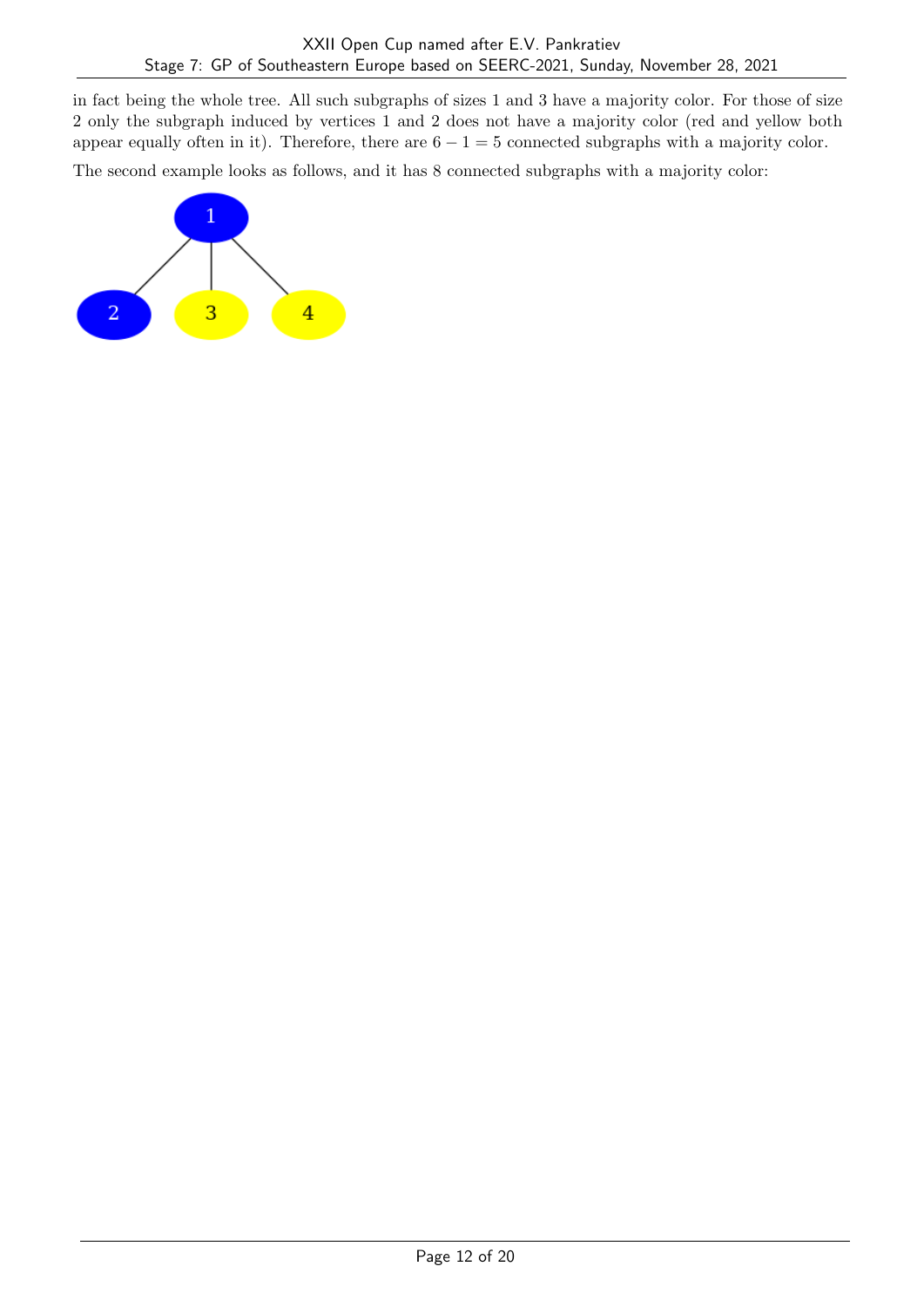in fact being the whole tree. All such subgraphs of sizes 1 and 3 have a majority color. For those of size 2 only the subgraph induced by vertices 1 and 2 does not have a majority color (red and yellow both appear equally often in it). Therefore, there are $6 - 1 = 5$ connected subgraphs with a majority color.

The second example looks as follows, and it has 8 connected subgraphs with a majority color: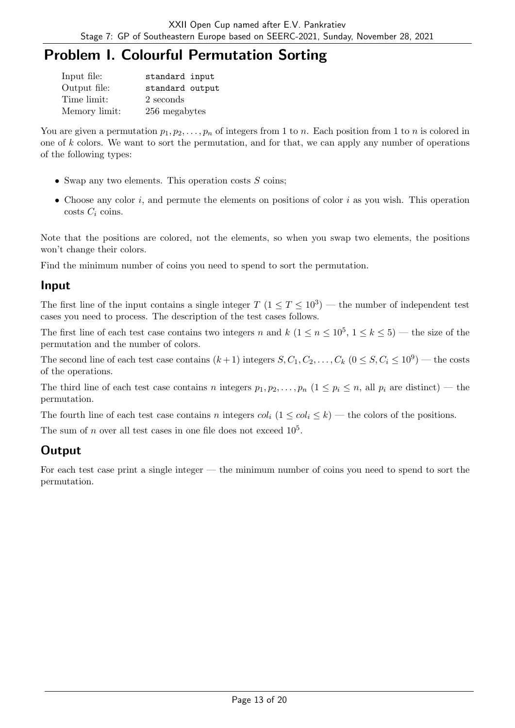# Problem I. Colourful Permutation Sorting

| | |
|---|---|
| Input file: | standard input |
| Output file: | standard output |
| Time limit: | 2 seconds |
| Memory limit: | 256 megabytes |

You are given a permutation $p_1, p_2, \ldots, p_n$ of integers from 1 to $n$. Each position from 1 to $n$ is colored in one of $k$ colors. We want to sort the permutation, and for that, we can apply any number of operations of the following types:

- Swap any two elements. This operation costs $S$ coins;
- Choose any color $i$, and permute the elements on positions of color $i$ as you wish. This operation costs $C_i$ coins.

Note that the positions are colored, not the elements, so when you swap two elements, the positions won't change their colors.

Find the minimum number of coins you need to spend to sort the permutation.

## Input

The first line of the input contains a single integer $T$ ($1 \le T \le 10^3$) — the number of independent test cases you need to process. The description of the test cases follows.

The first line of each test case contains two integers $n$ and $k$ ($1 \le n \le 10^5$, $1 \le k \le 5$) — the size of the permutation and the number of colors.

The second line of each test case contains $(k+1)$ integers $S, C_1, C_2, \ldots, C_k$ ($0 \le S, C_i \le 10^9$) — the costs of the operations.

The third line of each test case contains $n$ integers $p_1, p_2, \ldots, p_n$ ($1 \le p_i \le n$, all $p_i$ are distinct) — the permutation.

The fourth line of each test case contains $n$ integers $col_i$ ($1 \le col_i \le k$) — the colors of the positions.

The sum of $n$ over all test cases in one file does not exceed $10^5$.

## Output

For each test case print a single integer — the minimum number of coins you need to spend to sort the permutation.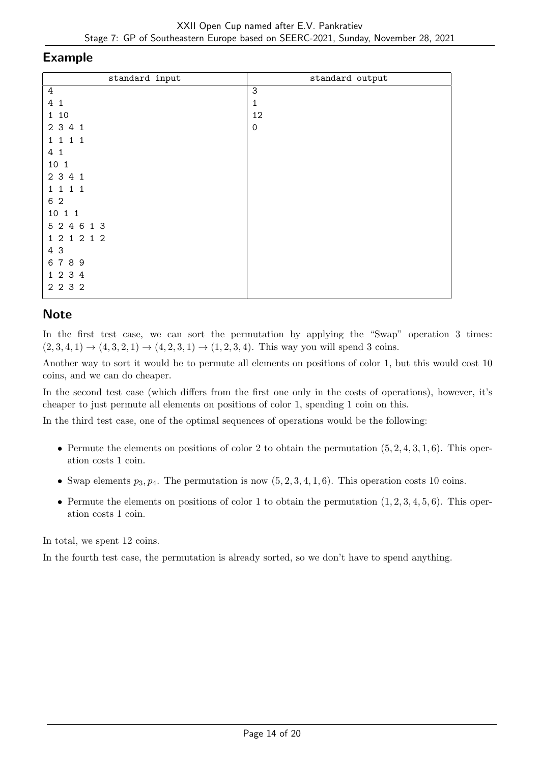## Example

| standard input | standard output |
|---|---|
| 4<br>4 1<br>1 10<br>2 3 4 1<br>1 1 1 1<br>4 1<br>10 1<br>2 3 4 1<br>1 1 1 1<br>6 2<br>10 1 1<br>5 2 4 6 1 3<br>1 2 1 2 1 2<br>4 3<br>6 7 8 9<br>1 2 3 4<br>2 2 3 2 | 3<br>1<br>12<br>0 |

## Note

In the first test case, we can sort the permutation by applying the "Swap" operation 3 times: $(2, 3, 4, 1) \to (4, 3, 2, 1) \to (4, 2, 3, 1) \to (1, 2, 3, 4)$. This way you will spend 3 coins.

Another way to sort it would be to permute all elements on positions of color 1, but this would cost 10 coins, and we can do cheaper.

In the second test case (which differs from the first one only in the costs of operations), however, it's cheaper to just permute all elements on positions of color 1, spending 1 coin on this.

In the third test case, one of the optimal sequences of operations would be the following:

- Permute the elements on positions of color 2 to obtain the permutation $(5, 2, 4, 3, 1, 6)$. This operation costs 1 coin.
- Swap elements $p_3, p_4$. The permutation is now $(5, 2, 3, 4, 1, 6)$. This operation costs 10 coins.
- Permute the elements on positions of color 1 to obtain the permutation $(1, 2, 3, 4, 5, 6)$. This operation costs 1 coin.

In total, we spent 12 coins.

In the fourth test case, the permutation is already sorted, so we don't have to spend anything.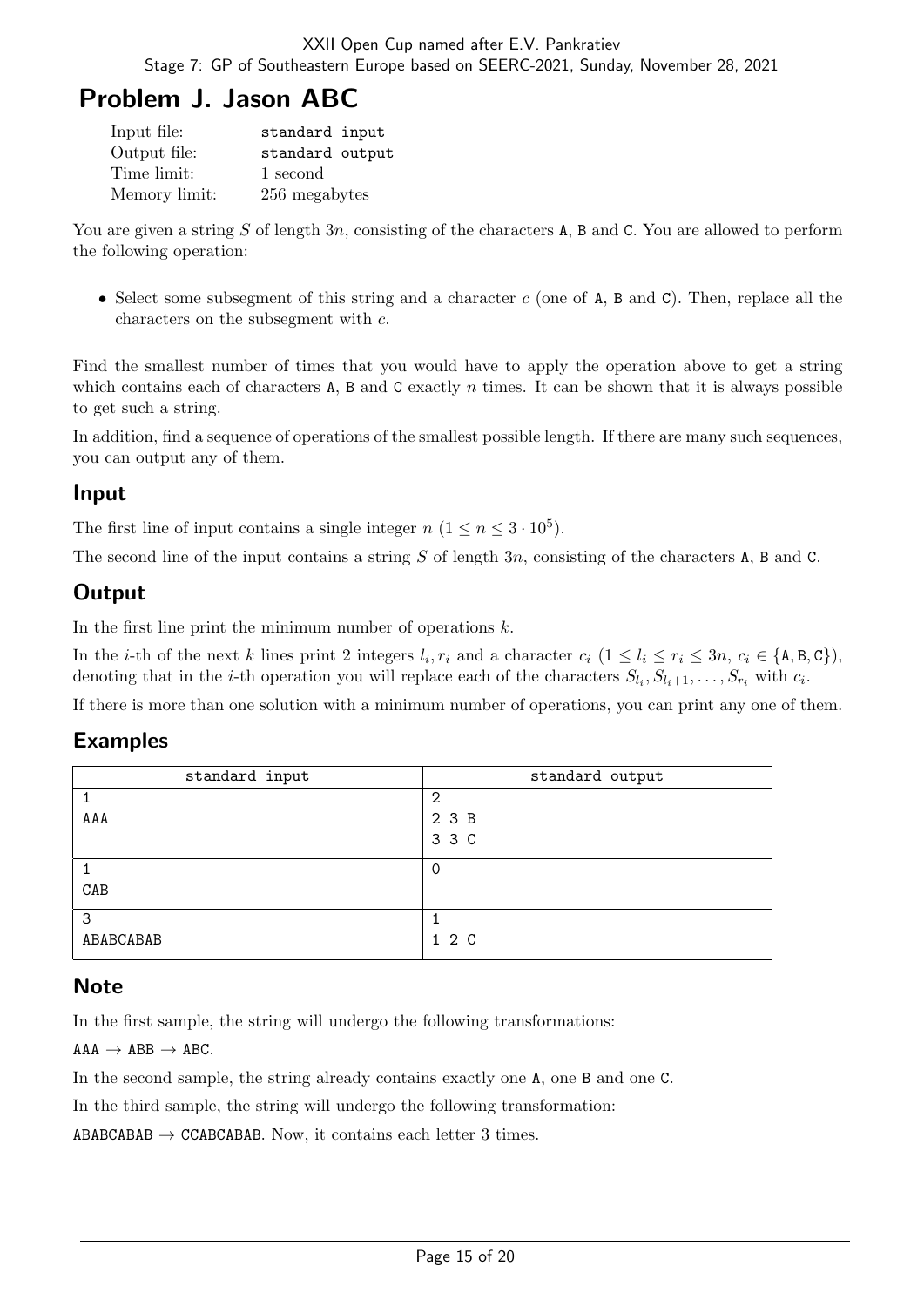# Problem J. Jason ABC

| | |
|---|---|
| Input file: | standard input |
| Output file: | standard output |
| Time limit: | 1 second |
| Memory limit: | 256 megabytes |

You are given a string $S$ of length $3n$, consisting of the characters A, B and C. You are allowed to perform the following operation:

- Select some subsegment of this string and a character $c$ (one of A, B and C). Then, replace all the characters on the subsegment with $c$.

Find the smallest number of times that you would have to apply the operation above to get a string which contains each of characters A, B and C exactly $n$ times. It can be shown that it is always possible to get such a string.

In addition, find a sequence of operations of the smallest possible length. If there are many such sequences, you can output any of them.

## Input

The first line of input contains a single integer $n$ ($1 \le n \le 3 \cdot 10^5$).

The second line of the input contains a string $S$ of length $3n$, consisting of the characters A, B and C.

## Output

In the first line print the minimum number of operations $k$.

In the $i$-th of the next $k$ lines print 2 integers $l_i, r_i$ and a character $c_i$ ($1 \le l_i \le r_i \le 3n$, $c_i \in \{\text{A}, \text{B}, \text{C}\}$), denoting that in the $i$-th operation you will replace each of the characters $S_{l_i}, S_{l_i+1}, \ldots, S_{r_i}$ with $c_i$.

If there is more than one solution with a minimum number of operations, you can print any one of them.

## Examples

| standard input | standard output |
|---|---|
| 1<br>AAA | 2<br>2 3 B<br>3 3 C |
| 1<br>CAB | 0 |
| 3<br>ABABCABAB | 1<br>1 2 C |

## Note

In the first sample, the string will undergo the following transformations:

AAA → ABB → ABC.

In the second sample, the string already contains exactly one A, one B and one C.

In the third sample, the string will undergo the following transformation:

ABABCABAB → CCABCABAB. Now, it contains each letter 3 times.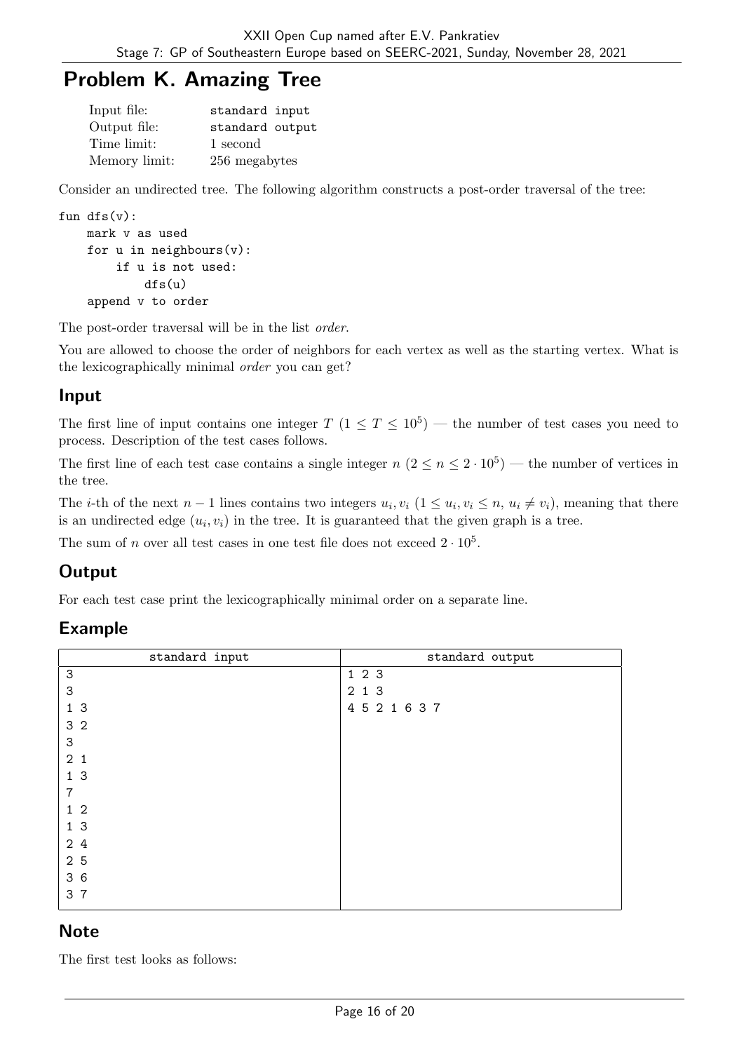# Problem K. Amazing Tree

| | |
|---|---|
| Input file: | standard input |
| Output file: | standard output |
| Time limit: | 1 second |
| Memory limit: | 256 megabytes |

Consider an undirected tree. The following algorithm constructs a post-order traversal of the tree:

```
fun dfs(v):
    mark v as used
    for u in neighbours(v):
        if u is not used:
            dfs(u)
    append v to order
```

The post-order traversal will be in the list *order*.

You are allowed to choose the order of neighbors for each vertex as well as the starting vertex. What is the lexicographically minimal *order* you can get?

## Input

The first line of input contains one integer $T$ ($1 \le T \le 10^5$) — the number of test cases you need to process. Description of the test cases follows.

The first line of each test case contains a single integer $n$ ($2 \le n \le 2 \cdot 10^5$) — the number of vertices in the tree.

The $i$-th of the next $n-1$ lines contains two integers $u_i, v_i$ ($1 \le u_i, v_i \le n$, $u_i \ne v_i$), meaning that there is an undirected edge $(u_i, v_i)$ in the tree. It is guaranteed that the given graph is a tree.

The sum of $n$ over all test cases in one test file does not exceed $2 \cdot 10^5$.

## Output

For each test case print the lexicographically minimal order on a separate line.

## Example

| standard input | standard output |
|---|---|
| 3<br>3<br>1 3<br>3 2<br>3<br>2 1<br>1 3<br>7<br>1 2<br>1 3<br>2 4<br>2 5<br>3 6<br>3 7 | 1 2 3<br>2 1 3<br>4 5 2 1 6 3 7 |

## Note

The first test looks as follows: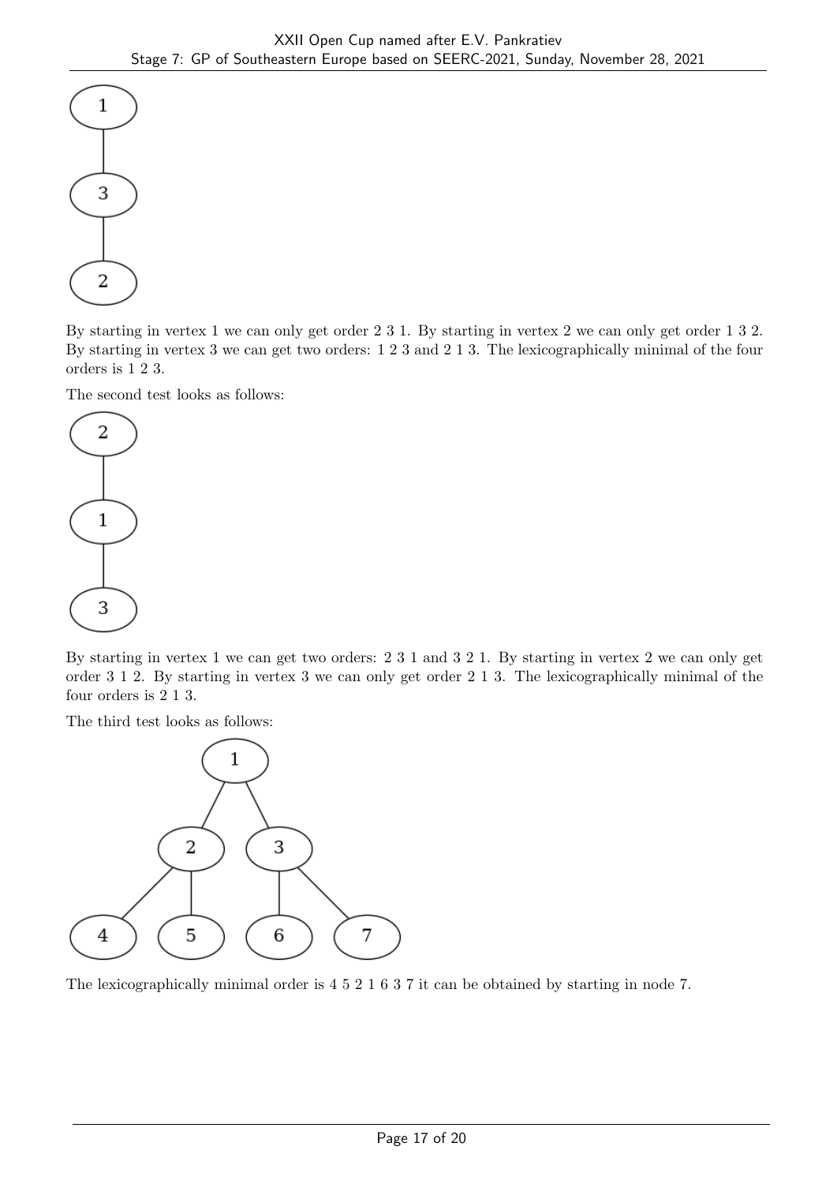By starting in vertex 1 we can only get order 2 3 1. By starting in vertex 2 we can only get order 1 3 2. By starting in vertex 3 we can get two orders: 1 2 3 and 2 1 3. The lexicographically minimal of the four orders is 1 2 3.

The second test looks as follows:

By starting in vertex 1 we can get two orders: 2 3 1 and 3 2 1. By starting in vertex 2 we can only get order 3 1 2. By starting in vertex 3 we can only get order 2 1 3. The lexicographically minimal of the four orders is 2 1 3.

The third test looks as follows:

The lexicographically minimal order is 4 5 2 1 6 3 7 it can be obtained by starting in node 7.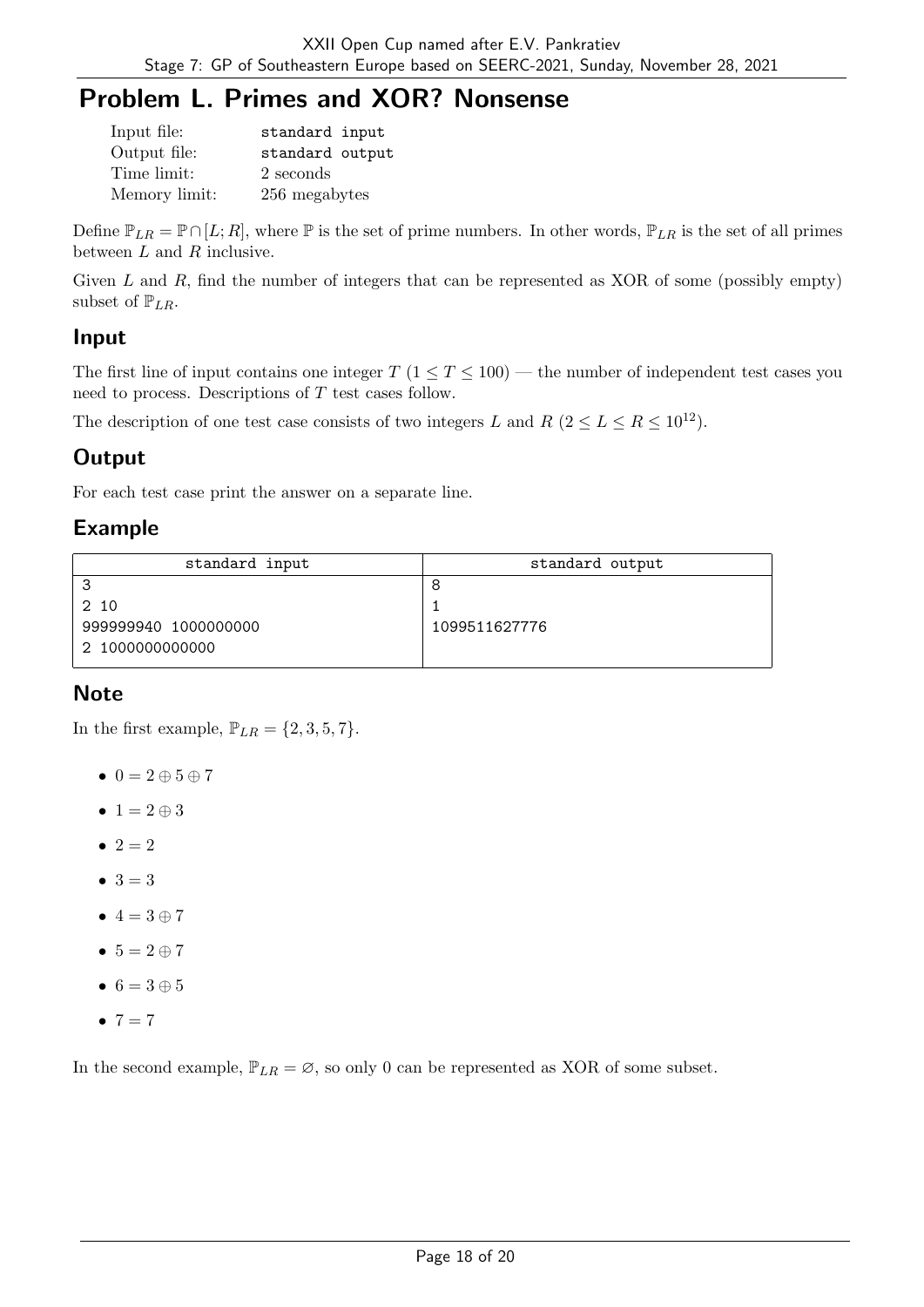# Problem L. Primes and XOR? Nonsense

| | |
|---|---|
| Input file: | standard input |
| Output file: | standard output |
| Time limit: | 2 seconds |
| Memory limit: | 256 megabytes |

Define $\mathbb{P}_{LR} = \mathbb{P} \cap [L; R]$, where $\mathbb{P}$ is the set of prime numbers. In other words, $\mathbb{P}_{LR}$ is the set of all primes between $L$ and $R$ inclusive.

Given $L$ and $R$, find the number of integers that can be represented as XOR of some (possibly empty) subset of $\mathbb{P}_{LR}$.

## Input

The first line of input contains one integer $T$ ($1 \le T \le 100$) — the number of independent test cases you need to process. Descriptions of $T$ test cases follow.

The description of one test case consists of two integers $L$ and $R$ ($2 \le L \le R \le 10^{12}$).

## Output

For each test case print the answer on a separate line.

## Example

| standard input | standard output |
|---|---|
| 3<br>2 10<br>999999940 1000000000<br>2 1000000000000 | 8<br>1<br>1099511627776 |

## Note

In the first example, $\mathbb{P}_{LR} = \{2, 3, 5, 7\}$.

- $0 = 2 \oplus 5 \oplus 7$
- $1 = 2 \oplus 3$
- $2 = 2$
- $3 = 3$
- $4 = 3 \oplus 7$
- $5 = 2 \oplus 7$
- $6 = 3 \oplus 5$
- $7 = 7$

In the second example, $\mathbb{P}_{LR} = \varnothing$, so only 0 can be represented as XOR of some subset.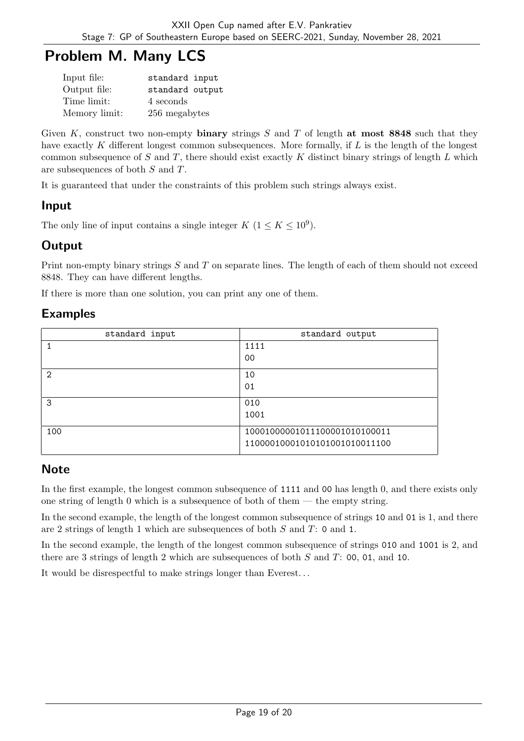# Problem M. Many LCS

| | |
|---|---|
| Input file: | standard input |
| Output file: | standard output |
| Time limit: | 4 seconds |
| Memory limit: | 256 megabytes |

Given $K$, construct two non-empty **binary** strings $S$ and $T$ of length **at most 8848** such that they have exactly $K$ different longest common subsequences. More formally, if $L$ is the length of the longest common subsequence of $S$ and $T$, there should exist exactly $K$ distinct binary strings of length $L$ which are subsequences of both $S$ and $T$.

It is guaranteed that under the constraints of this problem such strings always exist.

## Input

The only line of input contains a single integer $K$ ($1 \le K \le 10^9$).

## Output

Print non-empty binary strings $S$ and $T$ on separate lines. The length of each of them should not exceed 8848. They can have different lengths.

If there is more than one solution, you can print any one of them.

## Examples

| standard input | standard output |
|---|---|
| 1 | 1111<br>00 |
| 2 | 10<br>01 |
| 3 | 010<br>1001 |
| 100 | 10001000001011100001010100011<br>11000010001010101001010011100 |

## Note

In the first example, the longest common subsequence of 1111 and 00 has length 0, and there exists only one string of length 0 which is a subsequence of both of them — the empty string.

In the second example, the length of the longest common subsequence of strings 10 and 01 is 1, and there are 2 strings of length 1 which are subsequences of both $S$ and $T$: 0 and 1.

In the second example, the length of the longest common subsequence of strings 010 and 1001 is 2, and there are 3 strings of length 2 which are subsequences of both $S$ and $T$: 00, 01, and 10.

It would be disrespectful to make strings longer than Everest…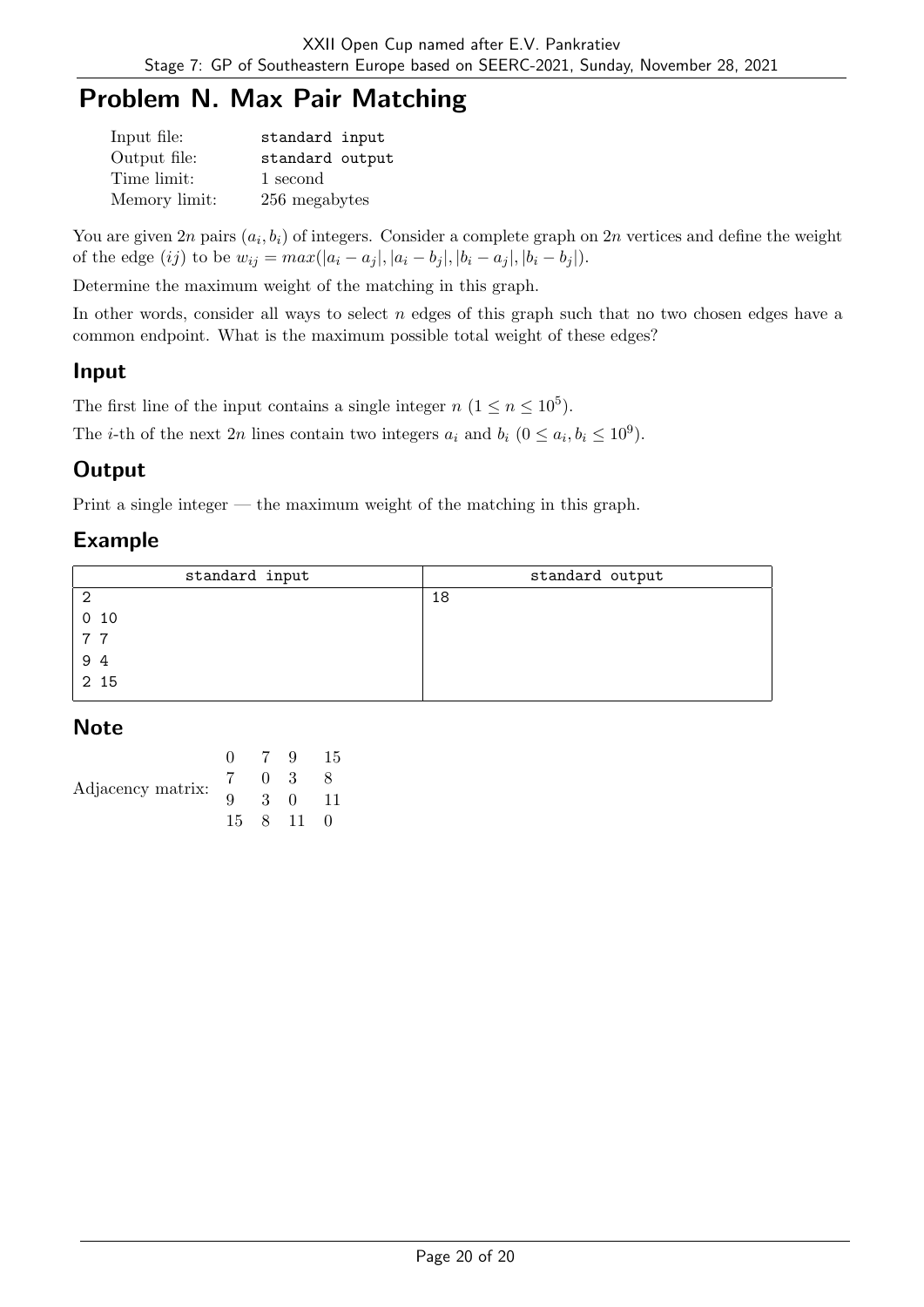# Problem N. Max Pair Matching

| | |
|---|---|
| Input file: | standard input |
| Output file: | standard output |
| Time limit: | 1 second |
| Memory limit: | 256 megabytes |

You are given $2n$ pairs $(a_i, b_i)$ of integers. Consider a complete graph on $2n$ vertices and define the weight of the edge $(ij)$ to be $w_{ij} = max(|a_i - a_j|, |a_i - b_j|, |b_i - a_j|, |b_i - b_j|)$.

Determine the maximum weight of the matching in this graph.

In other words, consider all ways to select $n$ edges of this graph such that no two chosen edges have a common endpoint. What is the maximum possible total weight of these edges?

## Input

The first line of the input contains a single integer $n$ ($1 \le n \le 10^5$).

The $i$-th of the next $2n$ lines contain two integers $a_i$ and $b_i$ ($0 \le a_i, b_i \le 10^9$).

## Output

Print a single integer — the maximum weight of the matching in this graph.

## Example

| standard input | standard output |
|---|---|
| 2<br>0 10<br>7 7<br>9 4<br>2 15 | 18 |

## Note

$$\text{Adjacency matrix: } \begin{matrix} 0 & 7 & 9 & 15 \\ 7 & 0 & 3 & 8 \\ 9 & 3 & 0 & 11 \\ 15 & 8 & 11 & 0 \end{matrix}$$